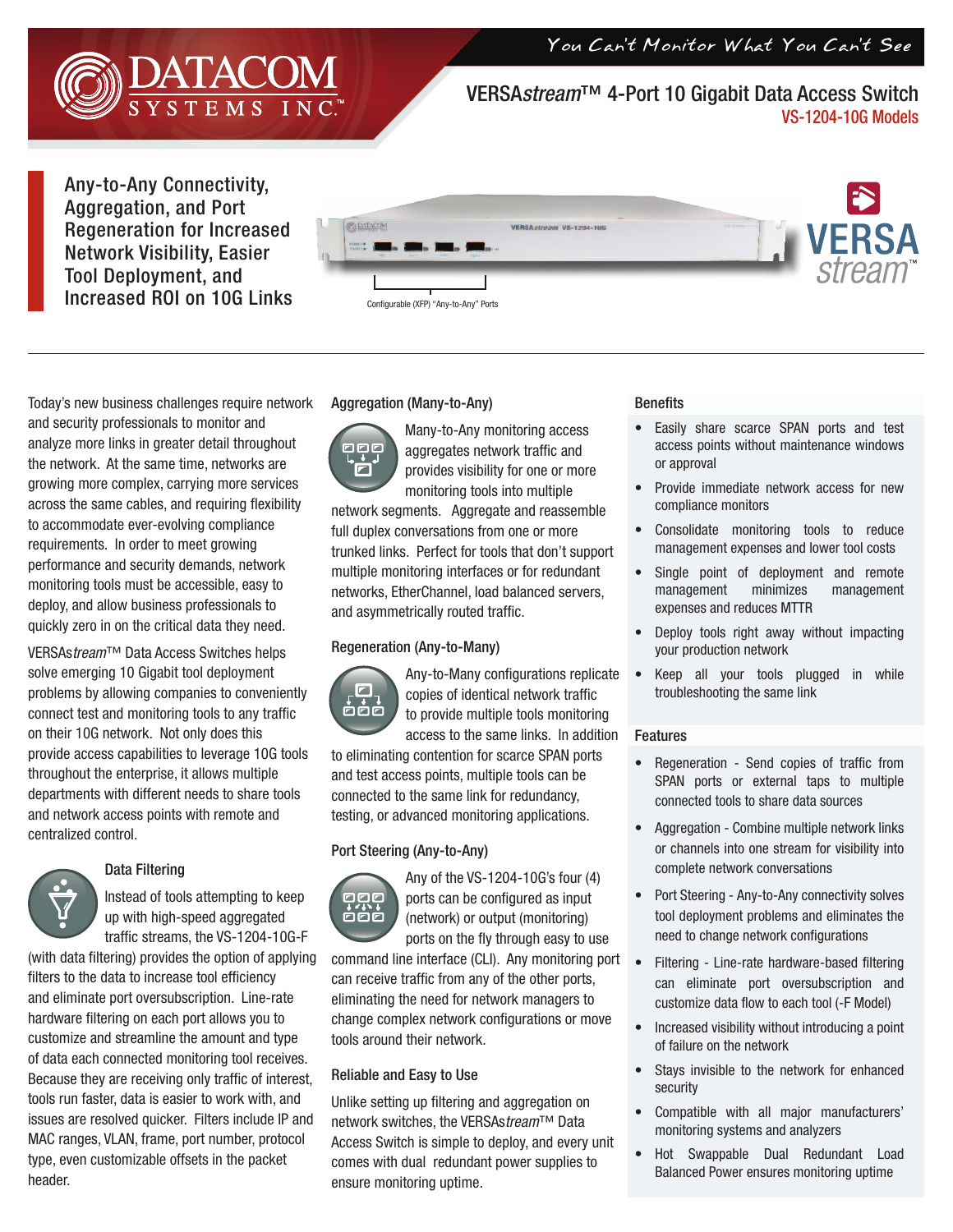DATACOM SYSTEMS INC.™

*You Can't Monitor What You Can't See*

# VERSA*stream*™ 4-Port 10 Gigabit Data Access Switch

## VS-1204-10G Models

**Any-to-Any Connectivity, Aggregation, and Port Regeneration for Increased Network Visibility, Easier Tool Deployment, and Increased ROI on 10G Links**

Configurable (XFP) "Any-to-Any" Ports

Today's new business challenges require network and security professionals to monitor and analyze more links in greater detail throughout the network. At the same time, networks are growing more complex, carrying more services across the same cables, and requiring flexibility to accommodate ever-evolving compliance requirements. In order to meet growing performance and security demands, network monitoring tools must be accessible, easy to deploy, and allow business professionals to quickly zero in on the critical data they need.

VERSA*stream*™ Data Access Switches helps solve emerging 10 Gigabit tool deployment problems by allowing companies to conveniently connect test and monitoring tools to any traffic on their 10G network. Not only does this provide access capabilities to leverage 10G tools throughout the enterprise, it allows multiple departments with different needs to share tools and network access points with remote and centralized control.

### Data Filtering

Instead of tools attempting to keep up with high-speed aggregated traffic streams, the VS-1204-10G-F (with data filtering) provides the option of applying filters to the data to increase tool efficiency and eliminate port oversubscription. Line-rate hardware filtering on each port allows you to customize and streamline the amount and type of data each connected monitoring tool receives. Because they are receiving only traffic of interest, tools run faster, data is easier to work with, and issues are resolved quicker. Filters include IP and MAC ranges, VLAN, frame, port number, protocol type, even customizable offsets in the packet header.

### Aggregation (Many-to-Any)

Many-to-Any monitoring access aggregates network traffic and provides visibility for one or more monitoring tools into multiple network segments. Aggregate and reassemble full duplex conversations from one or more trunked links. Perfect for tools that don't support multiple monitoring interfaces or for redundant networks, EtherChannel, load balanced servers, and asymmetrically routed traffic.

### Regeneration (Any-to-Many)

Any-to-Many configurations replicate copies of identical network traffic to provide multiple tools monitoring access to the same links. In addition to eliminating contention for scarce SPAN ports and test access points, multiple tools can be connected to the same link for redundancy, testing, or advanced monitoring applications.

### Port Steering (Any-to-Any)

Any of the VS-1204-10G's four (4) ports can be configured as input (network) or output (monitoring) ports on the fly through easy to use command line interface (CLI). Any monitoring port can receive traffic from any of the other ports, eliminating the need for network managers to change complex network configurations or move tools around their network.

### Reliable and Easy to Use

Unlike setting up filtering and aggregation on network switches, the VERSA*stream*™ Data Access Switch is simple to deploy, and every unit comes with dual redundant power supplies to ensure monitoring uptime.

### Benefits

- Easily share scarce SPAN ports and test access points without maintenance windows or approval
- Provide immediate network access for new compliance monitors
- Consolidate monitoring tools to reduce management expenses and lower tool costs
- Single point of deployment and remote management minimizes management expenses and reduces MTTR
- Deploy tools right away without impacting your production network
- Keep all your tools plugged in while troubleshooting the same link

### Features

- Regeneration - Send copies of traffic from SPAN ports or external taps to multiple connected tools to share data sources
- Aggregation - Combine multiple network links or channels into one stream for visibility into complete network conversations
- Port Steering - Any-to-Any connectivity solves tool deployment problems and eliminates the need to change network configurations
- Filtering - Line-rate hardware-based filtering can eliminate port oversubscription and customize data flow to each tool (-F Model)
- Increased visibility without introducing a point of failure on the network
- Stays invisible to the network for enhanced security
- Compatible with all major manufacturers' monitoring systems and analyzers
- Hot Swappable Dual Redundant Load Balanced Power ensures monitoring uptime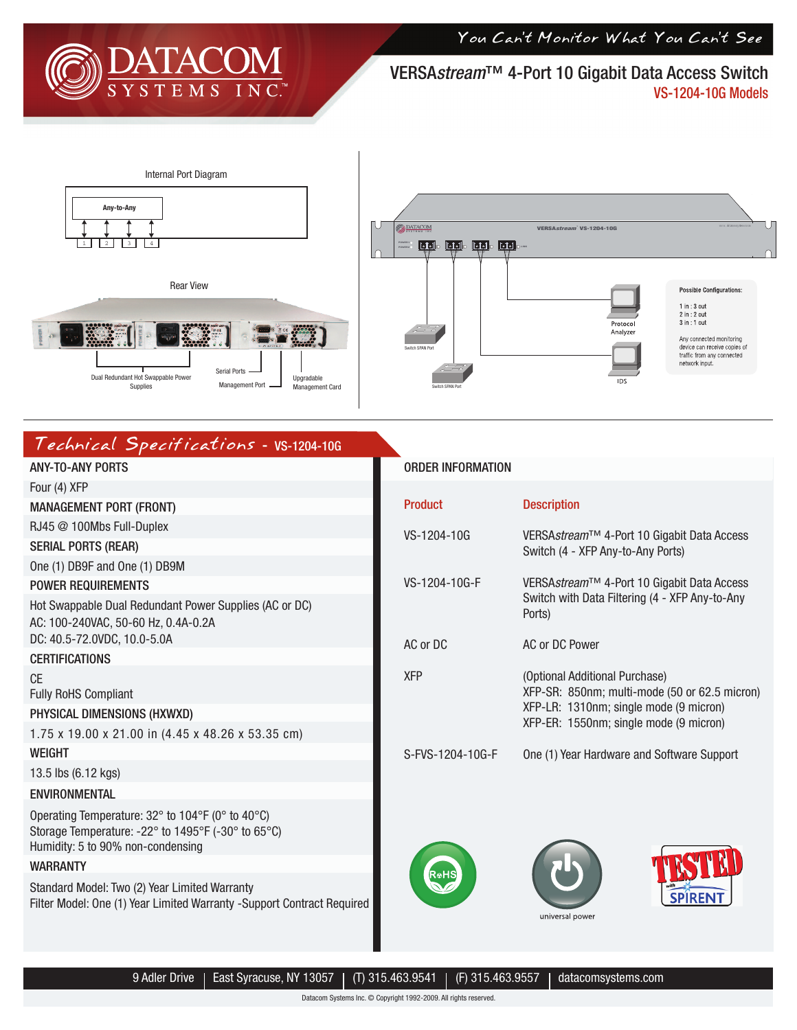You Can't Monitor What You Can't See

# VERSA*stream*™ 4-Port 10 Gigabit Data Access Switch

## VS-1204-10G Models

Internal Port Diagram

Any-to-Any

1 2 3 4

Rear View

Dual Redundant Hot Swappable Power Supplies

Serial Ports

Management Port

Upgradable Management Card

Switch SPAN Port

Switch SPAN Port

Protocol Analyzer

IDS

Possible Configurations:

1 in : 3 out
2 in : 2 out
3 in : 1 out

Any connected monitoring device can receive copies of traffic from any connected network input.

## Technical Specifications - VS-1204-10G

**ANY-TO-ANY PORTS**

Four (4) XFP

**MANAGEMENT PORT (FRONT)**

RJ45 @ 100Mbs Full-Duplex

**SERIAL PORTS (REAR)**

One (1) DB9F and One (1) DB9M

**POWER REQUIREMENTS**

Hot Swappable Dual Redundant Power Supplies (AC or DC)
AC: 100-240VAC, 50-60 Hz, 0.4A-0.2A
DC: 40.5-72.0VDC, 10.0-5.0A

**CERTIFICATIONS**

CE
Fully RoHS Compliant

**PHYSICAL DIMENSIONS (HXWXD)**

1.75 x 19.00 x 21.00 in (4.45 x 48.26 x 53.35 cm)

**WEIGHT**

13.5 lbs (6.12 kgs)

**ENVIRONMENTAL**

Operating Temperature: 32° to 104°F (0° to 40°C)
Storage Temperature: -22° to 1495°F (-30° to 65°C)
Humidity: 5 to 90% non-condensing

**WARRANTY**

Standard Model: Two (2) Year Limited Warranty
Filter Model: One (1) Year Limited Warranty -Support Contract Required

## ORDER INFORMATION

| Product | Description |
|---|---|
| VS-1204-10G | VERSA*stream*™ 4-Port 10 Gigabit Data Access Switch (4 - XFP Any-to-Any Ports) |
| VS-1204-10G-F | VERSA*stream*™ 4-Port 10 Gigabit Data Access Switch with Data Filtering (4 - XFP Any-to-Any Ports) |
| AC or DC | AC or DC Power |
| XFP | (Optional Additional Purchase)<br>XFP-SR: 850nm; multi-mode (50 or 62.5 micron)<br>XFP-LR: 1310nm; single mode (9 micron)<br>XFP-ER: 1550nm; single mode (9 micron) |
| S-FVS-1204-10G-F | One (1) Year Hardware and Software Support |

RoHS

universal power

TESTED with SPIRENT

9 Adler Drive | East Syracuse, NY 13057 | (T) 315.463.9541 | (F) 315.463.9557 | datacomsystems.com

Datacom Systems Inc. © Copyright 1992-2009. All rights reserved.